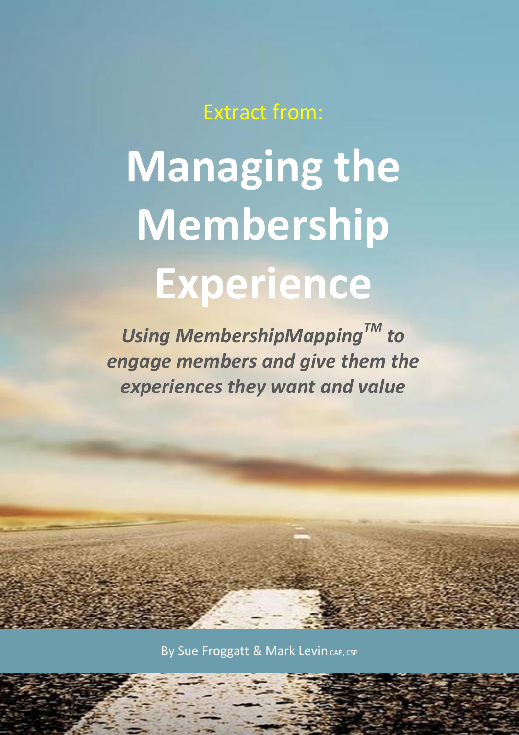Extract from:

# Managing the Membership Experience

***Using MembershipMapping™ to engage members and give them the experiences they want and value***

By Sue Froggatt & Mark Levin CAE, CSP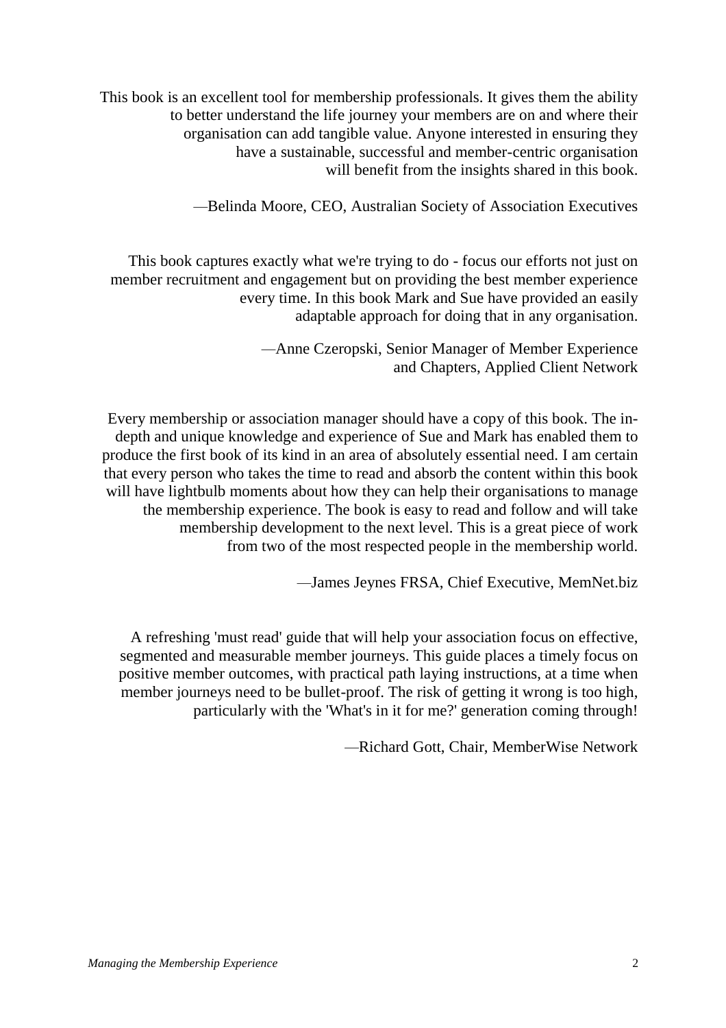This book is an excellent tool for membership professionals. It gives them the ability to better understand the life journey your members are on and where their organisation can add tangible value. Anyone interested in ensuring they have a sustainable, successful and member-centric organisation will benefit from the insights shared in this book.

—Belinda Moore, CEO, Australian Society of Association Executives

This book captures exactly what we're trying to do - focus our efforts not just on member recruitment and engagement but on providing the best member experience every time. In this book Mark and Sue have provided an easily adaptable approach for doing that in any organisation.

—Anne Czeropski, Senior Manager of Member Experience and Chapters, Applied Client Network

Every membership or association manager should have a copy of this book. The in-depth and unique knowledge and experience of Sue and Mark has enabled them to produce the first book of its kind in an area of absolutely essential need. I am certain that every person who takes the time to read and absorb the content within this book will have lightbulb moments about how they can help their organisations to manage the membership experience. The book is easy to read and follow and will take membership development to the next level. This is a great piece of work from two of the most respected people in the membership world.

—James Jeynes FRSA, Chief Executive, MemNet.biz

A refreshing 'must read' guide that will help your association focus on effective, segmented and measurable member journeys. This guide places a timely focus on positive member outcomes, with practical path laying instructions, at a time when member journeys need to be bullet-proof. The risk of getting it wrong is too high, particularly with the 'What's in it for me?' generation coming through!

—Richard Gott, Chair, MemberWise Network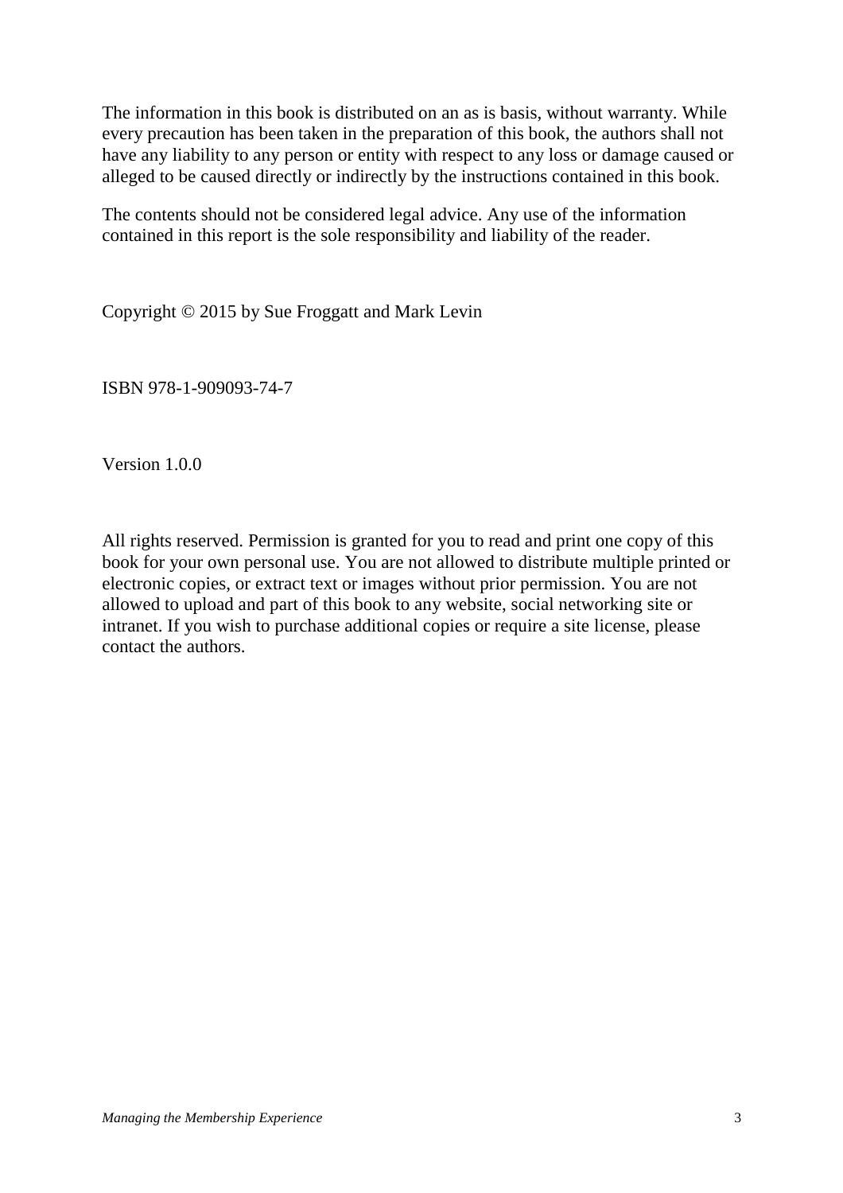The information in this book is distributed on an as is basis, without warranty. While every precaution has been taken in the preparation of this book, the authors shall not have any liability to any person or entity with respect to any loss or damage caused or alleged to be caused directly or indirectly by the instructions contained in this book.

The contents should not be considered legal advice. Any use of the information contained in this report is the sole responsibility and liability of the reader.

Copyright © 2015 by Sue Froggatt and Mark Levin

ISBN 978-1-909093-74-7

Version 1.0.0

All rights reserved. Permission is granted for you to read and print one copy of this book for your own personal use. You are not allowed to distribute multiple printed or electronic copies, or extract text or images without prior permission. You are not allowed to upload and part of this book to any website, social networking site or intranet. If you wish to purchase additional copies or require a site license, please contact the authors.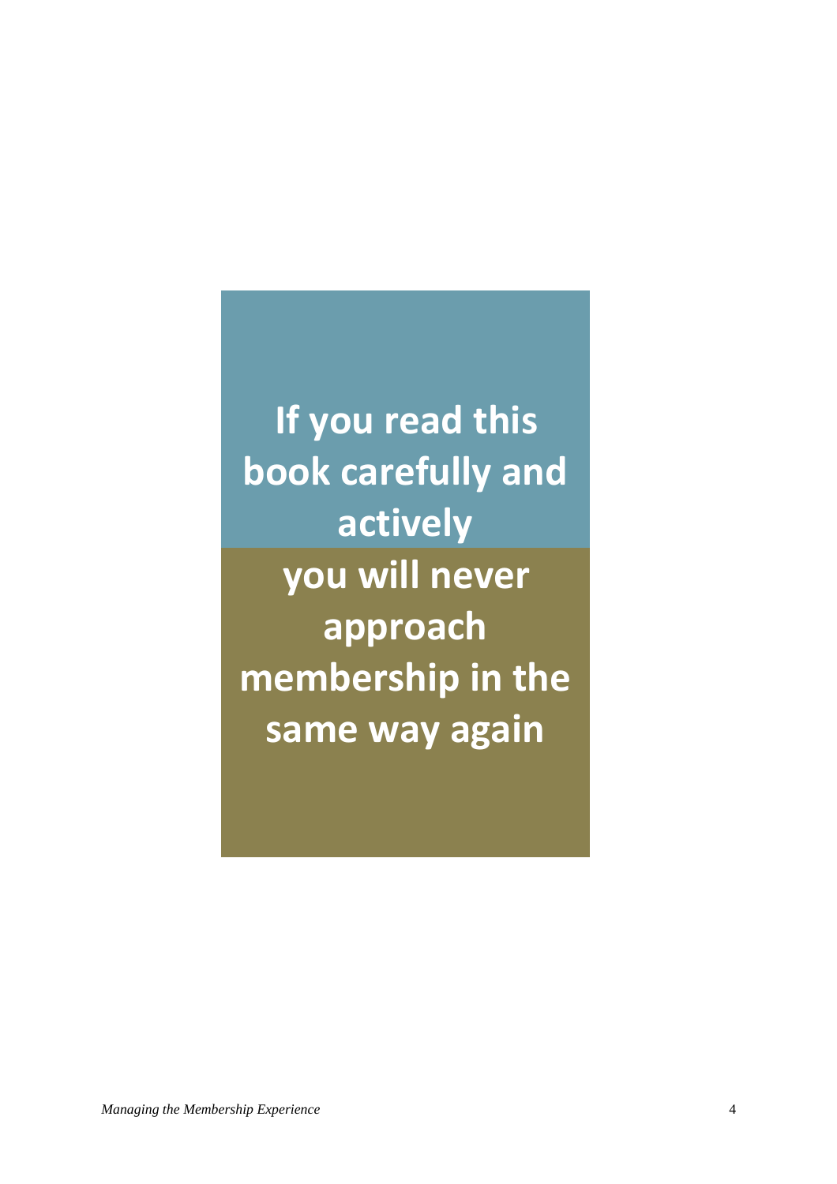**If you read this book carefully and actively**

**you will never approach membership in the same way again**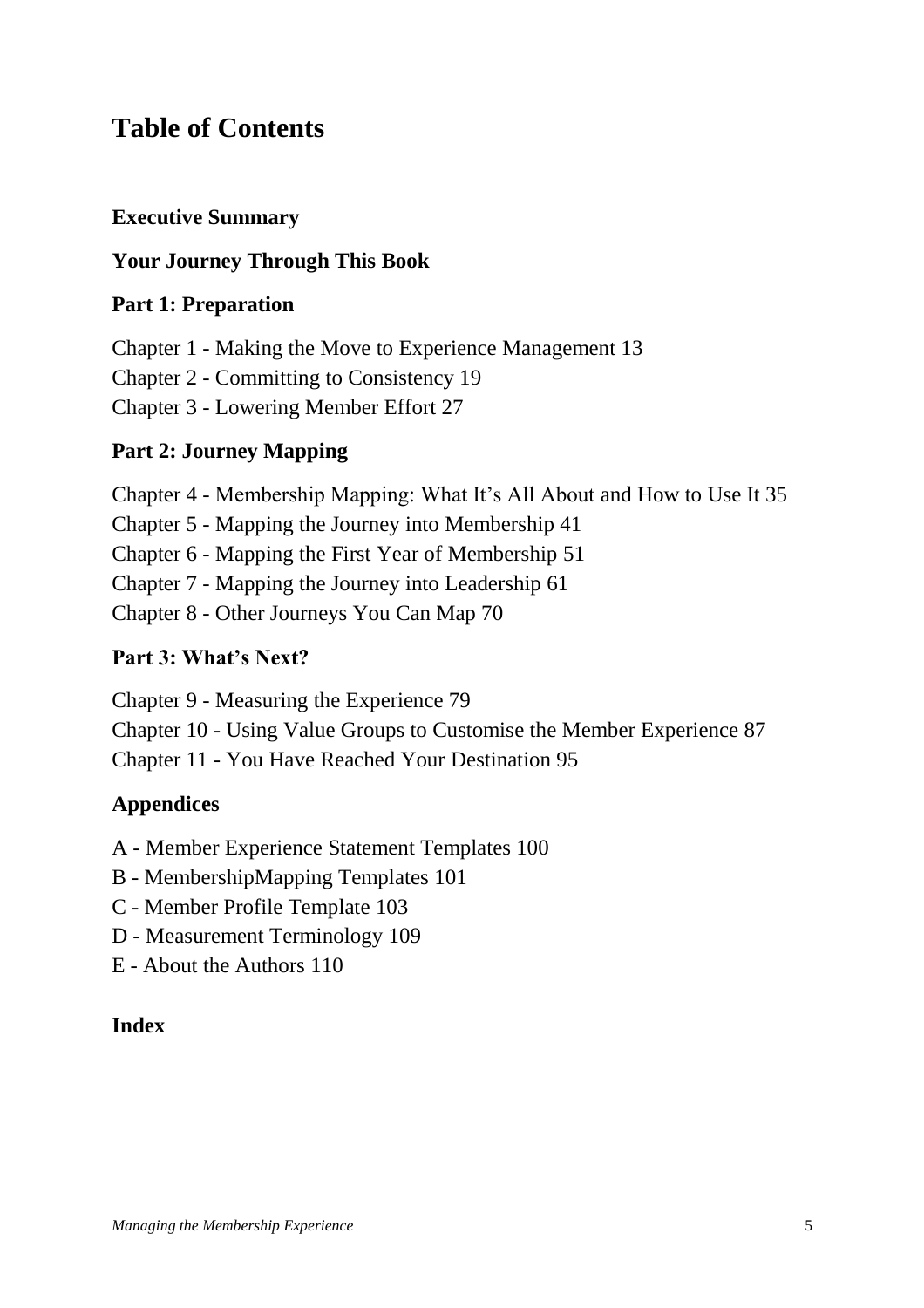# Table of Contents

**Executive Summary**

**Your Journey Through This Book**

**Part 1: Preparation**

Chapter 1 - Making the Move to Experience Management 13
Chapter 2 - Committing to Consistency 19
Chapter 3 - Lowering Member Effort 27

**Part 2: Journey Mapping**

Chapter 4 - Membership Mapping: What It's All About and How to Use It 35
Chapter 5 - Mapping the Journey into Membership 41
Chapter 6 - Mapping the First Year of Membership 51
Chapter 7 - Mapping the Journey into Leadership 61
Chapter 8 - Other Journeys You Can Map 70

**Part 3: What's Next?**

Chapter 9 - Measuring the Experience 79
Chapter 10 - Using Value Groups to Customise the Member Experience 87
Chapter 11 - You Have Reached Your Destination 95

**Appendices**

A - Member Experience Statement Templates 100
B - MembershipMapping Templates 101
C - Member Profile Template 103
D - Measurement Terminology 109
E - About the Authors 110

**Index**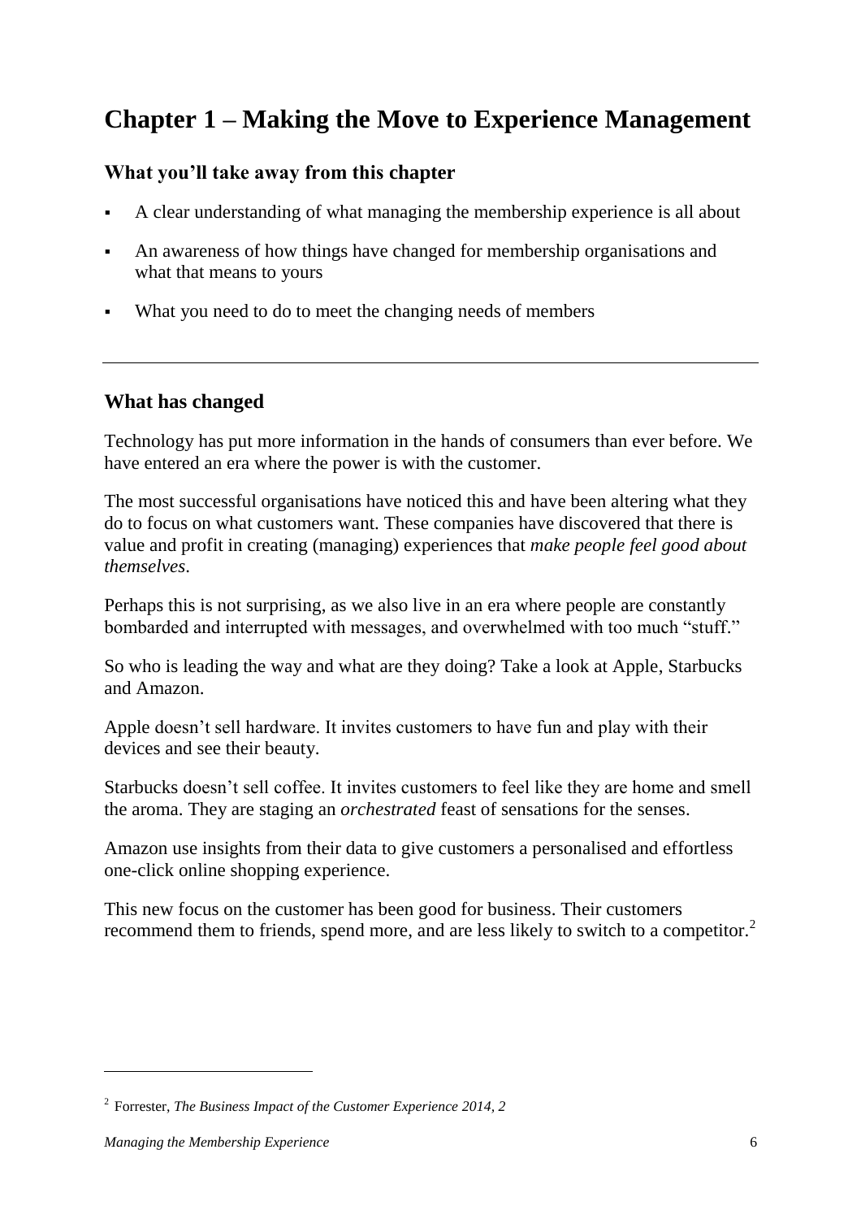# Chapter 1 – Making the Move to Experience Management

### What you'll take away from this chapter

- A clear understanding of what managing the membership experience is all about
- An awareness of how things have changed for membership organisations and what that means to yours
- What you need to do to meet the changing needs of members

---

### What has changed

Technology has put more information in the hands of consumers than ever before. We have entered an era where the power is with the customer.

The most successful organisations have noticed this and have been altering what they do to focus on what customers want. These companies have discovered that there is value and profit in creating (managing) experiences that *make people feel good about themselves*.

Perhaps this is not surprising, as we also live in an era where people are constantly bombarded and interrupted with messages, and overwhelmed with too much "stuff."

So who is leading the way and what are they doing? Take a look at Apple, Starbucks and Amazon.

Apple doesn't sell hardware. It invites customers to have fun and play with their devices and see their beauty.

Starbucks doesn't sell coffee. It invites customers to feel like they are home and smell the aroma. They are staging an *orchestrated* feast of sensations for the senses.

Amazon use insights from their data to give customers a personalised and effortless one-click online shopping experience.

This new focus on the customer has been good for business. Their customers recommend them to friends, spend more, and are less likely to switch to a competitor.[2]

---

[2] Forrester, *The Business Impact of the Customer Experience 2014, 2*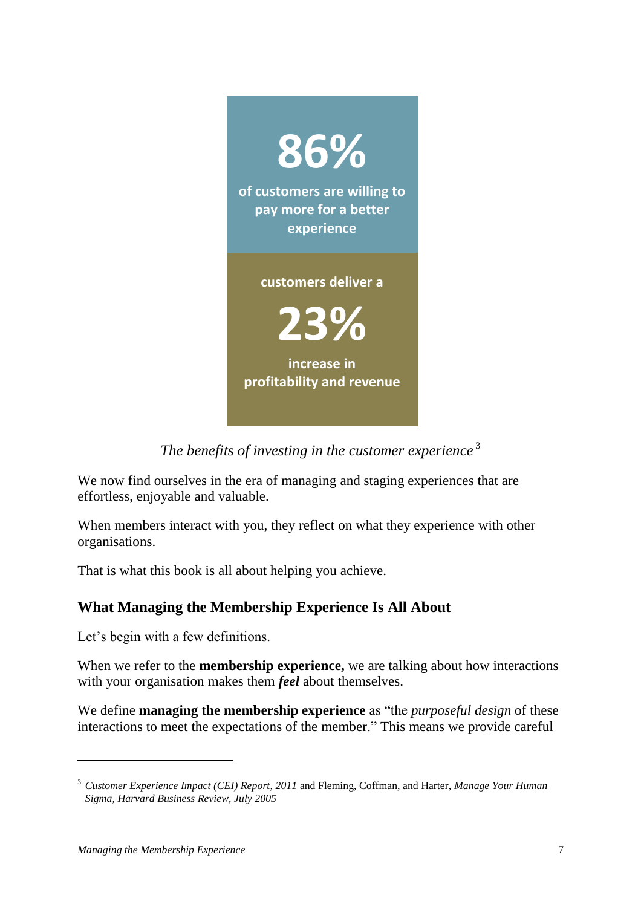**86%**

**of customers are willing to pay more for a better experience**

**customers deliver a**

**23%**

**increase in profitability and revenue**

*The benefits of investing in the customer experience*[3]

We now find ourselves in the era of managing and staging experiences that are effortless, enjoyable and valuable.

When members interact with you, they reflect on what they experience with other organisations.

That is what this book is all about helping you achieve.

## What Managing the Membership Experience Is All About

Let's begin with a few definitions.

When we refer to the **membership experience,** we are talking about how interactions with your organisation makes them ***feel*** about themselves.

We define **managing the membership experience** as "the *purposeful design* of these interactions to meet the expectations of the member." This means we provide careful

---

[3] *Customer Experience Impact (CEI) Report, 2011* and Fleming, Coffman, and Harter, *Manage Your Human Sigma, Harvard Business Review, July 2005*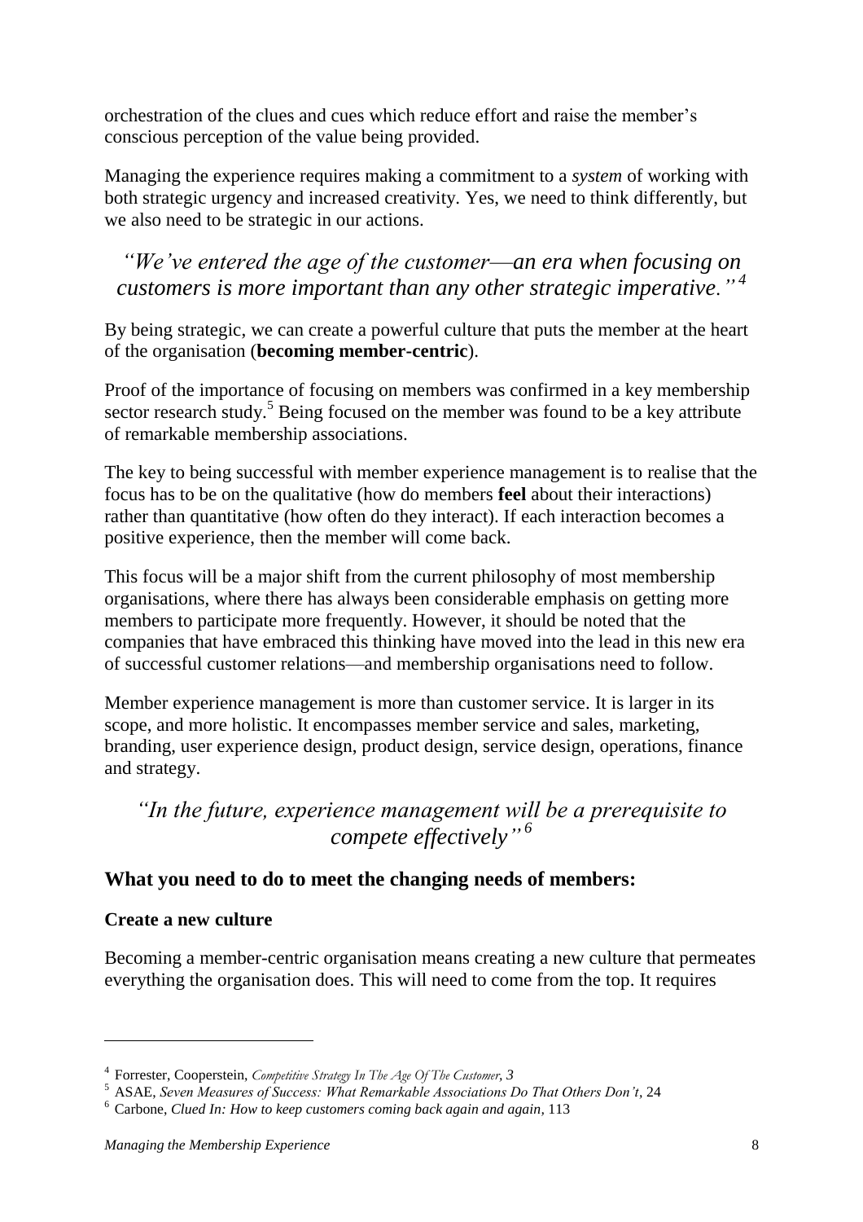orchestration of the clues and cues which reduce effort and raise the member's conscious perception of the value being provided.

Managing the experience requires making a commitment to a *system* of working with both strategic urgency and increased creativity. Yes, we need to think differently, but we also need to be strategic in our actions.

> *"We've entered the age of the customer—an era when focusing on customers is more important than any other strategic imperative."* [4]

By being strategic, we can create a powerful culture that puts the member at the heart of the organisation (**becoming member-centric**).

Proof of the importance of focusing on members was confirmed in a key membership sector research study.[5] Being focused on the member was found to be a key attribute of remarkable membership associations.

The key to being successful with member experience management is to realise that the focus has to be on the qualitative (how do members **feel** about their interactions) rather than quantitative (how often do they interact). If each interaction becomes a positive experience, then the member will come back.

This focus will be a major shift from the current philosophy of most membership organisations, where there has always been considerable emphasis on getting more members to participate more frequently. However, it should be noted that the companies that have embraced this thinking have moved into the lead in this new era of successful customer relations—and membership organisations need to follow.

Member experience management is more than customer service. It is larger in its scope, and more holistic. It encompasses member service and sales, marketing, branding, user experience design, product design, service design, operations, finance and strategy.

> *"In the future, experience management will be a prerequisite to compete effectively"* [6]

## What you need to do to meet the changing needs of members:

### Create a new culture

Becoming a member-centric organisation means creating a new culture that permeates everything the organisation does. This will need to come from the top. It requires

---

[4] Forrester, Cooperstein, *Competitive Strategy In The Age Of The Customer, 3*

[5] ASAE, *Seven Measures of Success: What Remarkable Associations Do That Others Don't,* 24

[6] Carbone, *Clued In: How to keep customers coming back again and again,* 113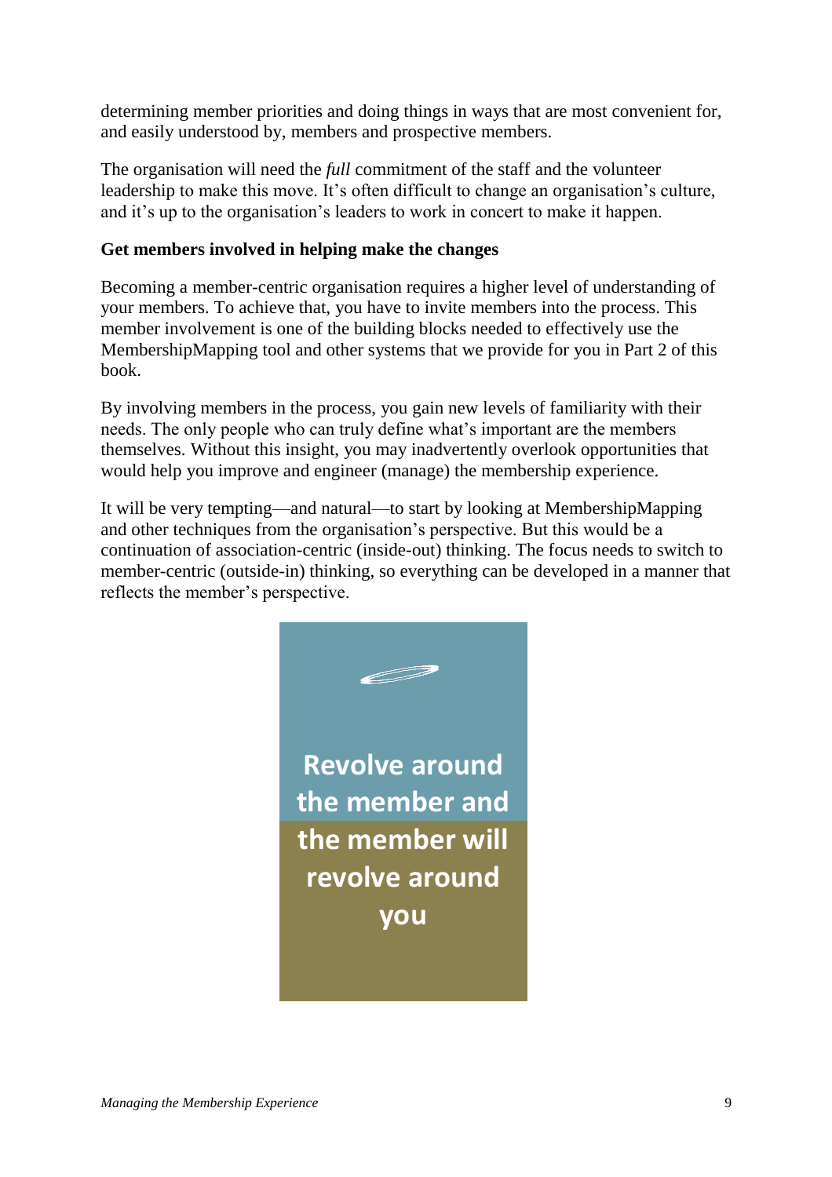determining member priorities and doing things in ways that are most convenient for, and easily understood by, members and prospective members.

The organisation will need the *full* commitment of the staff and the volunteer leadership to make this move. It's often difficult to change an organisation's culture, and it's up to the organisation's leaders to work in concert to make it happen.

**Get members involved in helping make the changes**

Becoming a member-centric organisation requires a higher level of understanding of your members. To achieve that, you have to invite members into the process. This member involvement is one of the building blocks needed to effectively use the MembershipMapping tool and other systems that we provide for you in Part 2 of this book.

By involving members in the process, you gain new levels of familiarity with their needs. The only people who can truly define what's important are the members themselves. Without this insight, you may inadvertently overlook opportunities that would help you improve and engineer (manage) the membership experience.

It will be very tempting—and natural—to start by looking at MembershipMapping and other techniques from the organisation's perspective. But this would be a continuation of association-centric (inside-out) thinking. The focus needs to switch to member-centric (outside-in) thinking, so everything can be developed in a manner that reflects the member's perspective.

**Revolve around the member and the member will revolve around you**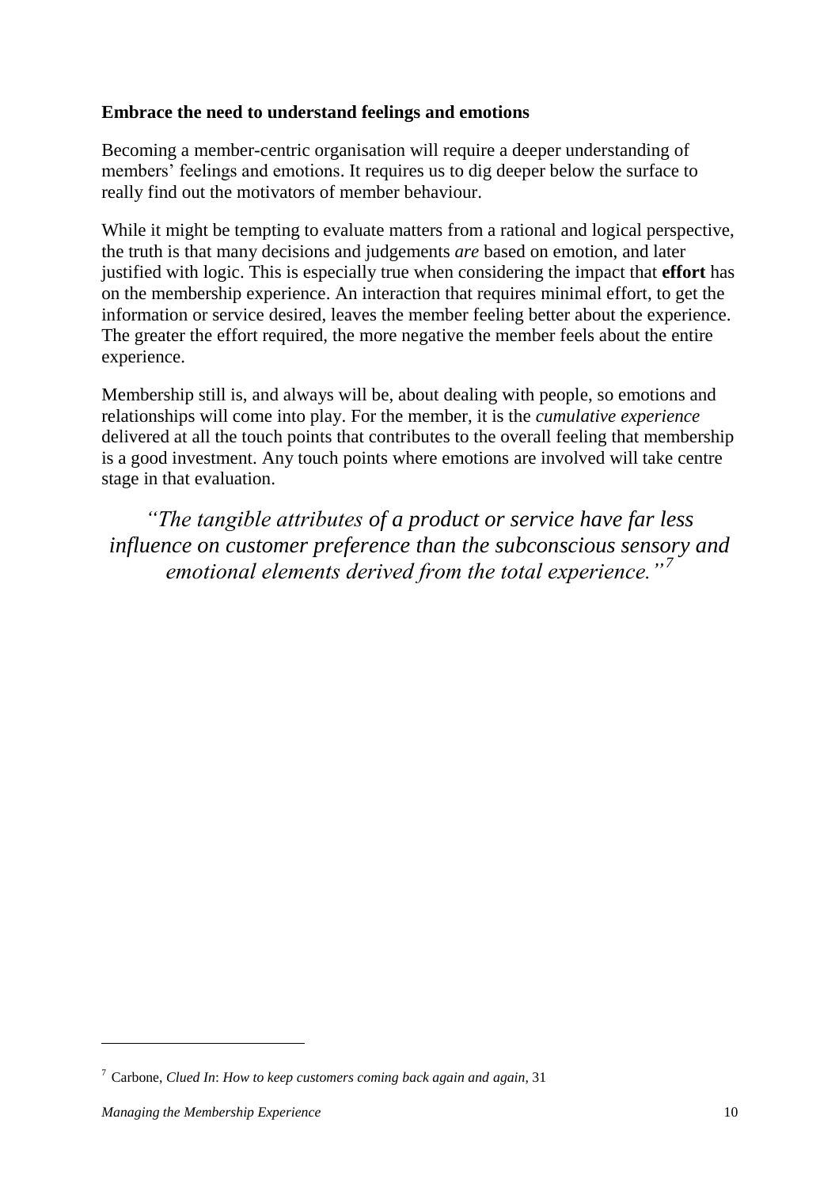**Embrace the need to understand feelings and emotions**

Becoming a member-centric organisation will require a deeper understanding of members' feelings and emotions. It requires us to dig deeper below the surface to really find out the motivators of member behaviour.

While it might be tempting to evaluate matters from a rational and logical perspective, the truth is that many decisions and judgements *are* based on emotion, and later justified with logic. This is especially true when considering the impact that **effort** has on the membership experience. An interaction that requires minimal effort, to get the information or service desired, leaves the member feeling better about the experience. The greater the effort required, the more negative the member feels about the entire experience.

Membership still is, and always will be, about dealing with people, so emotions and relationships will come into play. For the member, it is the *cumulative experience* delivered at all the touch points that contributes to the overall feeling that membership is a good investment. Any touch points where emotions are involved will take centre stage in that evaluation.

> *"The tangible attributes of a product or service have far less influence on customer preference than the subconscious sensory and emotional elements derived from the total experience."*[7]

---

[7] Carbone, *Clued In*: *How to keep customers coming back again and again*, 31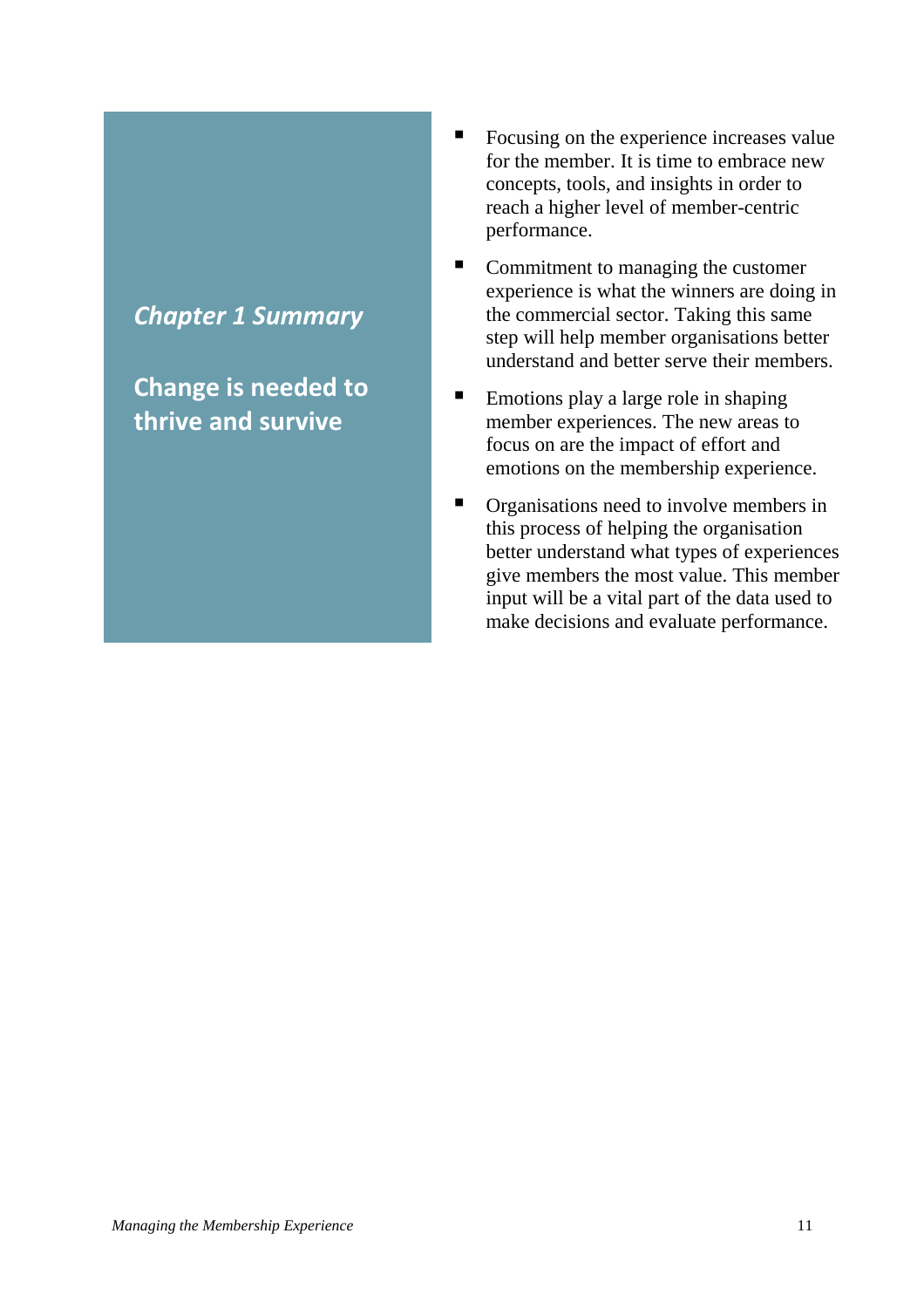## *Chapter 1 Summary*

## Change is needed to thrive and survive

- Focusing on the experience increases value for the member. It is time to embrace new concepts, tools, and insights in order to reach a higher level of member-centric performance.
- Commitment to managing the customer experience is what the winners are doing in the commercial sector. Taking this same step will help member organisations better understand and better serve their members.
- Emotions play a large role in shaping member experiences. The new areas to focus on are the impact of effort and emotions on the membership experience.
- Organisations need to involve members in this process of helping the organisation better understand what types of experiences give members the most value. This member input will be a vital part of the data used to make decisions and evaluate performance.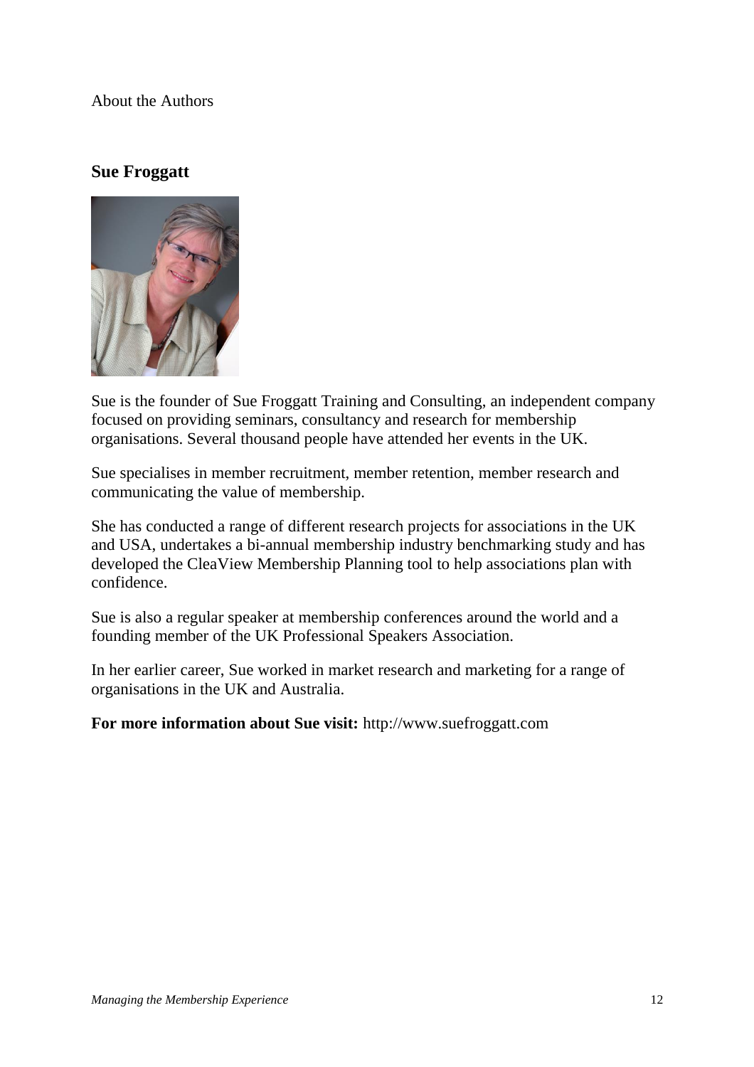About the Authors

## Sue Froggatt

Sue is the founder of Sue Froggatt Training and Consulting, an independent company focused on providing seminars, consultancy and research for membership organisations. Several thousand people have attended her events in the UK.

Sue specialises in member recruitment, member retention, member research and communicating the value of membership.

She has conducted a range of different research projects for associations in the UK and USA, undertakes a bi-annual membership industry benchmarking study and has developed the CleaView Membership Planning tool to help associations plan with confidence.

Sue is also a regular speaker at membership conferences around the world and a founding member of the UK Professional Speakers Association.

In her earlier career, Sue worked in market research and marketing for a range of organisations in the UK and Australia.

**For more information about Sue visit:** http://www.suefroggatt.com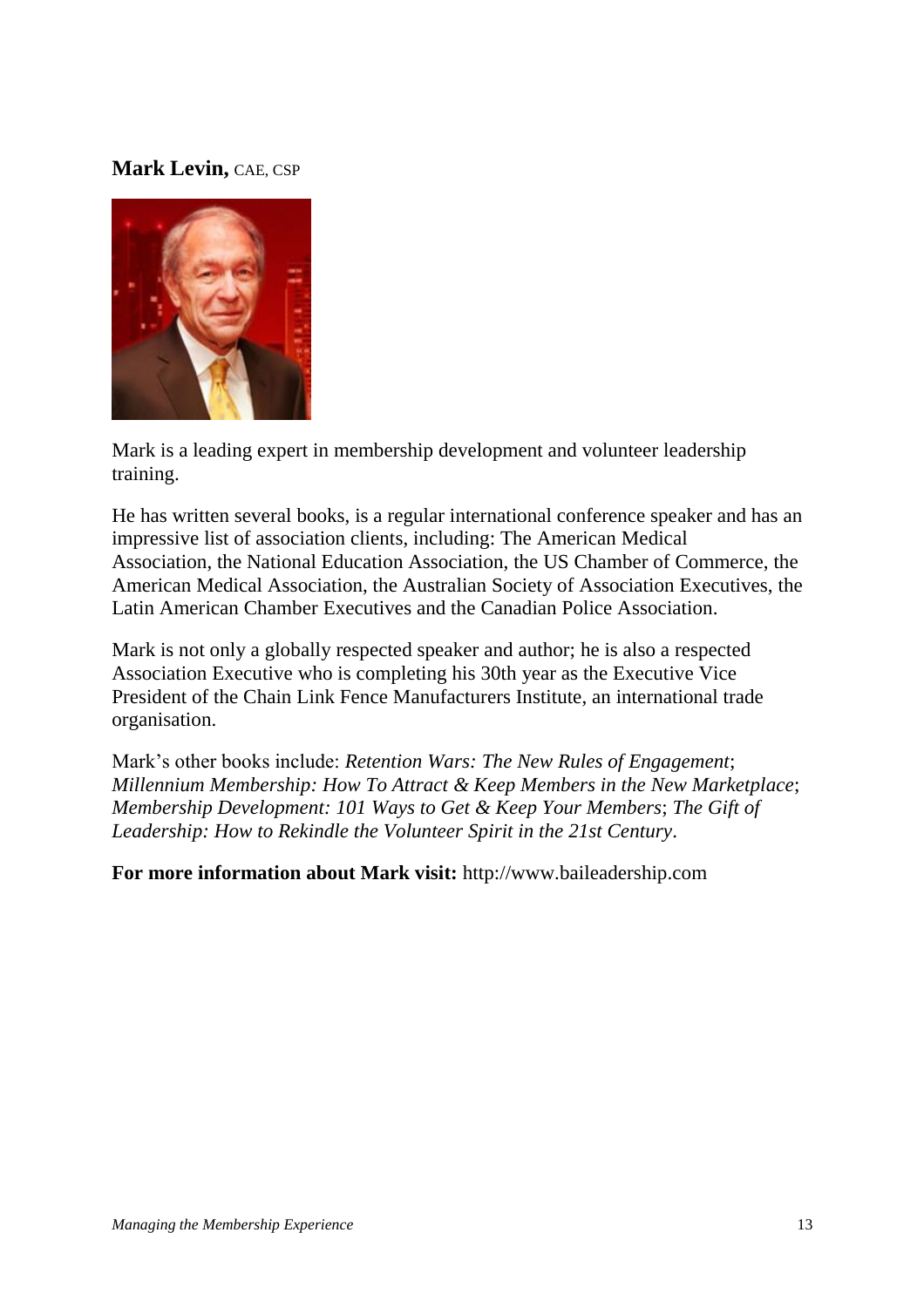**Mark Levin,** CAE, CSP

Mark is a leading expert in membership development and volunteer leadership training.

He has written several books, is a regular international conference speaker and has an impressive list of association clients, including: The American Medical Association, the National Education Association, the US Chamber of Commerce, the American Medical Association, the Australian Society of Association Executives, the Latin American Chamber Executives and the Canadian Police Association.

Mark is not only a globally respected speaker and author; he is also a respected Association Executive who is completing his 30th year as the Executive Vice President of the Chain Link Fence Manufacturers Institute, an international trade organisation.

Mark's other books include: *Retention Wars: The New Rules of Engagement*; *Millennium Membership: How To Attract & Keep Members in the New Marketplace*; *Membership Development: 101 Ways to Get & Keep Your Members*; *The Gift of Leadership: How to Rekindle the Volunteer Spirit in the 21st Century*.

**For more information about Mark visit:** http://www.baileadership.com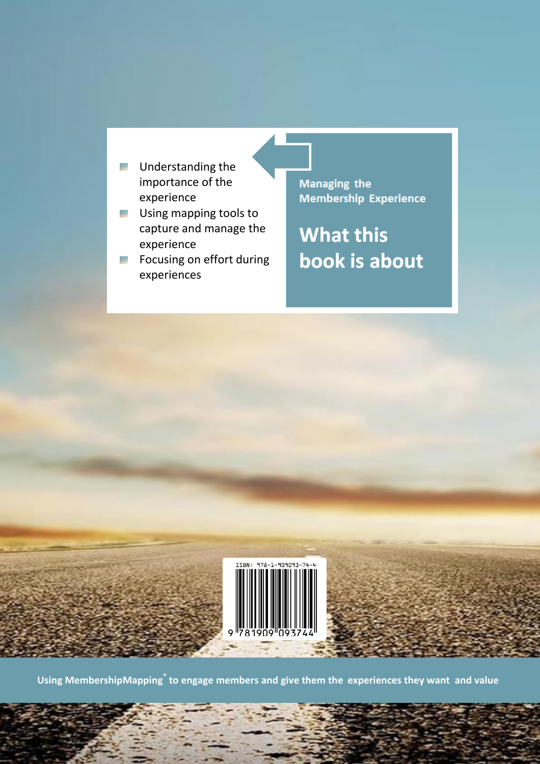Managing the Membership Experience

## What this book is about

- Understanding the importance of the experience
- Using mapping tools to capture and manage the experience
- Focusing on effort during experiences

ISBN: 978-1-909093-74-4

9 781909 093744

**Using MembershipMapping® to engage members and give them the experiences they want and value**